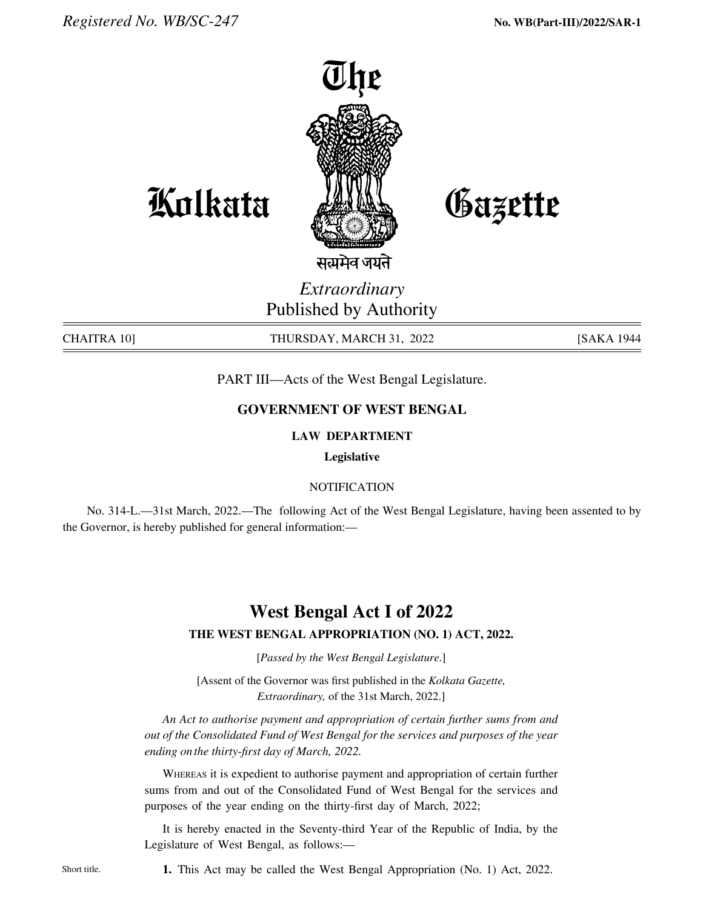Registered No. WB/SC-247 **No. WB(Part-III)/2022/SAR-1**

# The Kolkata Gazette

सत्यमेव जयते

*Extraordinary*
Published by Authority

CHAITRA 10] THURSDAY, MARCH 31, 2022 [SAKA 1944

PART III—Acts of the West Bengal Legislature.

**GOVERNMENT OF WEST BENGAL**

**LAW DEPARTMENT**

**Legislative**

NOTIFICATION

No. 314-L.—31st March, 2022.—The following Act of the West Bengal Legislature, having been assented to by the Governor, is hereby published for general information:—

## West Bengal Act I of 2022

### THE WEST BENGAL APPROPRIATION (NO. 1) ACT, 2022.

[*Passed by the West Bengal Legislature*.]

[Assent of the Governor was first published in the *Kolkata Gazette, Extraordinary,* of the 31st March, 2022.]

*An Act to authorise payment and appropriation of certain further sums from and out of the Consolidated Fund of West Bengal for the services and purposes of the year ending on the thirty-first day of March, 2022.*

WHEREAS it is expedient to authorise payment and appropriation of certain further sums from and out of the Consolidated Fund of West Bengal for the services and purposes of the year ending on the thirty-first day of March, 2022;

It is hereby enacted in the Seventy-third Year of the Republic of India, by the Legislature of West Bengal, as follows:—

Short title. **1.** This Act may be called the West Bengal Appropriation (No. 1) Act, 2022.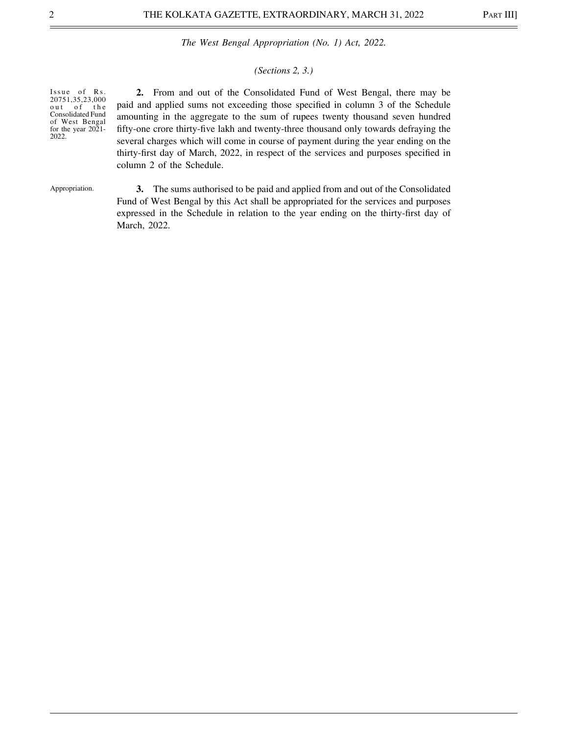*The West Bengal Appropriation (No. 1) Act, 2022.*

*(Sections 2, 3.)*

Issue of Rs. 20751,35,23,000 out of the Consolidated Fund of West Bengal for the year 2021-2022.

**2.** From and out of the Consolidated Fund of West Bengal, there may be paid and applied sums not exceeding those specified in column 3 of the Schedule amounting in the aggregate to the sum of rupees twenty thousand seven hundred fifty-one crore thirty-five lakh and twenty-three thousand only towards defraying the several charges which will come in course of payment during the year ending on the thirty-first day of March, 2022, in respect of the services and purposes specified in column 2 of the Schedule.

Appropriation.

**3.** The sums authorised to be paid and applied from and out of the Consolidated Fund of West Bengal by this Act shall be appropriated for the services and purposes expressed in the Schedule in relation to the year ending on the thirty-first day of March, 2022.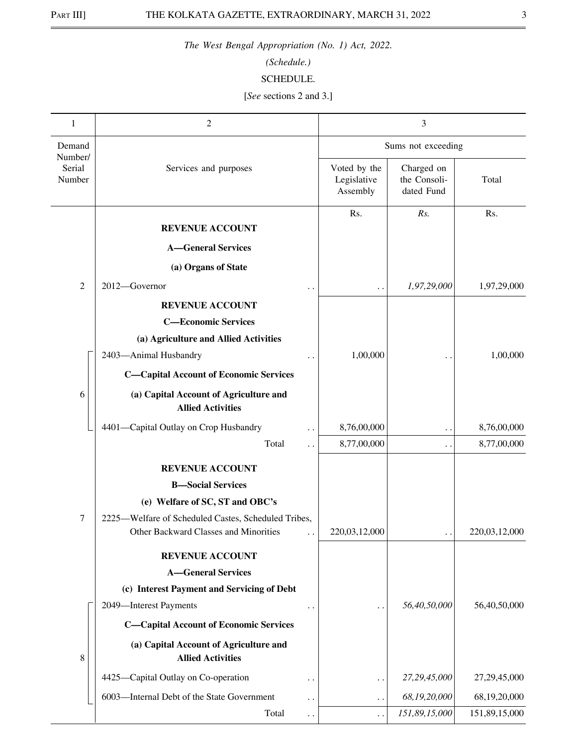*The West Bengal Appropriation (No. 1) Act, 2022.*

*(Schedule.)*

SCHEDULE.

[*See* sections 2 and 3.]

| 1 | 2 | 3 | | |
|---|---|---|---|---|
| Demand Number/ Serial Number | Services and purposes | Sums not exceeding | | |
| | | Voted by the Legislative Assembly | Charged on the Consolidated Fund | Total |
| | | Rs. | *Rs.* | Rs. |
| | **REVENUE ACCOUNT** | | | |
| | **A—General Services** | | | |
| | **(a) Organs of State** | | | |
| 2 | 2012—Governor .. | .. | *1,97,29,000* | 1,97,29,000 |
| | **REVENUE ACCOUNT** | | | |
| | **C—Economic Services** | | | |
| | **(a) Agriculture and Allied Activities** | | | |
| 6 | 2403—Animal Husbandry .. | 1,00,000 | .. | 1,00,000 |
| | **C—Capital Account of Economic Services** | | | |
| | **(a) Capital Account of Agriculture and Allied Activities** | | | |
| | 4401—Capital Outlay on Crop Husbandry .. | 8,76,00,000 | .. | 8,76,00,000 |
| | Total .. | 8,77,00,000 | .. | 8,77,00,000 |
| | **REVENUE ACCOUNT** | | | |
| | **B—Social Services** | | | |
| | **(e) Welfare of SC, ST and OBC's** | | | |
| 7 | 2225—Welfare of Scheduled Castes, Scheduled Tribes, Other Backward Classes and Minorities .. | 220,03,12,000 | .. | 220,03,12,000 |
| | **REVENUE ACCOUNT** | | | |
| | **A—General Services** | | | |
| | **(c) Interest Payment and Servicing of Debt** | | | |
| 8 | 2049—Interest Payments .. | .. | *56,40,50,000* | 56,40,50,000 |
| | **C—Capital Account of Economic Services** | | | |
| | **(a) Capital Account of Agriculture and Allied Activities** | | | |
| | 4425—Capital Outlay on Co-operation .. | .. | *27,29,45,000* | 27,29,45,000 |
| | 6003—Internal Debt of the State Government .. | .. | *68,19,20,000* | 68,19,20,000 |
| | Total .. | .. | *151,89,15,000* | 151,89,15,000 |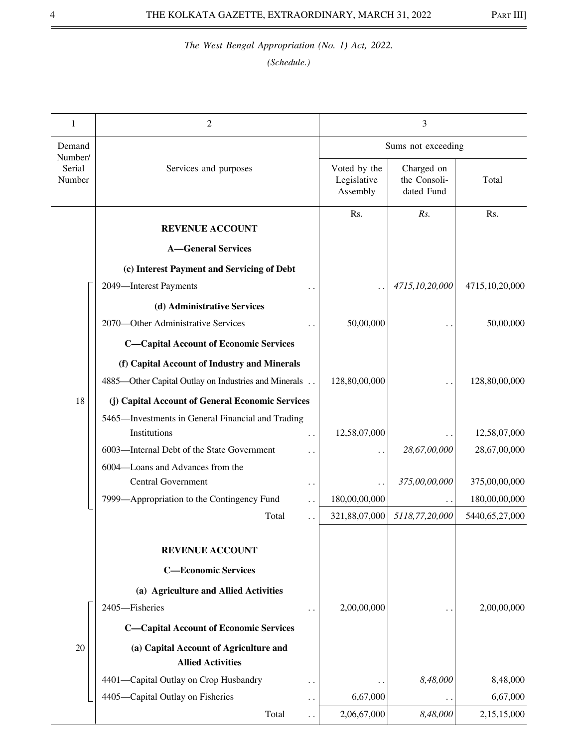*The West Bengal Appropriation (No. 1) Act, 2022.*

*(Schedule.)*

| 1 | 2 | 3 | | |
|---|---|---|---|---|
| Demand Number/ Serial Number | Services and purposes | Sums not exceeding | | |
| | | Voted by the Legislative Assembly | Charged on the Consolidated Fund | Total |
| | | Rs. | *Rs.* | Rs. |
| | **REVENUE ACCOUNT** | | | |
| | **A—General Services** | | | |
| | **(c) Interest Payment and Servicing of Debt** | | | |
| 18 | 2049—Interest Payments .. | .. | *4715,10,20,000* | 4715,10,20,000 |
| | **(d) Administrative Services** | | | |
| | 2070—Other Administrative Services .. | 50,00,000 | .. | 50,00,000 |
| | **C—Capital Account of Economic Services** | | | |
| | **(f) Capital Account of Industry and Minerals** | | | |
| | 4885—Other Capital Outlay on Industries and Minerals .. | 128,80,00,000 | .. | 128,80,00,000 |
| | **(j) Capital Account of General Economic Services** | | | |
| | 5465—Investments in General Financial and Trading Institutions .. | 12,58,07,000 | .. | 12,58,07,000 |
| | 6003—Internal Debt of the State Government .. | .. | *28,67,00,000* | 28,67,00,000 |
| | 6004—Loans and Advances from the Central Government .. | .. | *375,00,00,000* | 375,00,00,000 |
| | 7999—Appropriation to the Contingency Fund .. | 180,00,00,000 | .. | 180,00,00,000 |
| | Total .. | 321,88,07,000 | *5118,77,20,000* | 5440,65,27,000 |
| | **REVENUE ACCOUNT** | | | |
| | **C—Economic Services** | | | |
| | **(a) Agriculture and Allied Activities** | | | |
| 20 | 2405—Fisheries .. | 2,00,00,000 | .. | 2,00,00,000 |
| | **C—Capital Account of Economic Services** | | | |
| | **(a) Capital Account of Agriculture and Allied Activities** | | | |
| | 4401—Capital Outlay on Crop Husbandry .. | .. | *8,48,000* | 8,48,000 |
| | 4405—Capital Outlay on Fisheries .. | 6,67,000 | .. | 6,67,000 |
| | Total .. | 2,06,67,000 | *8,48,000* | 2,15,15,000 |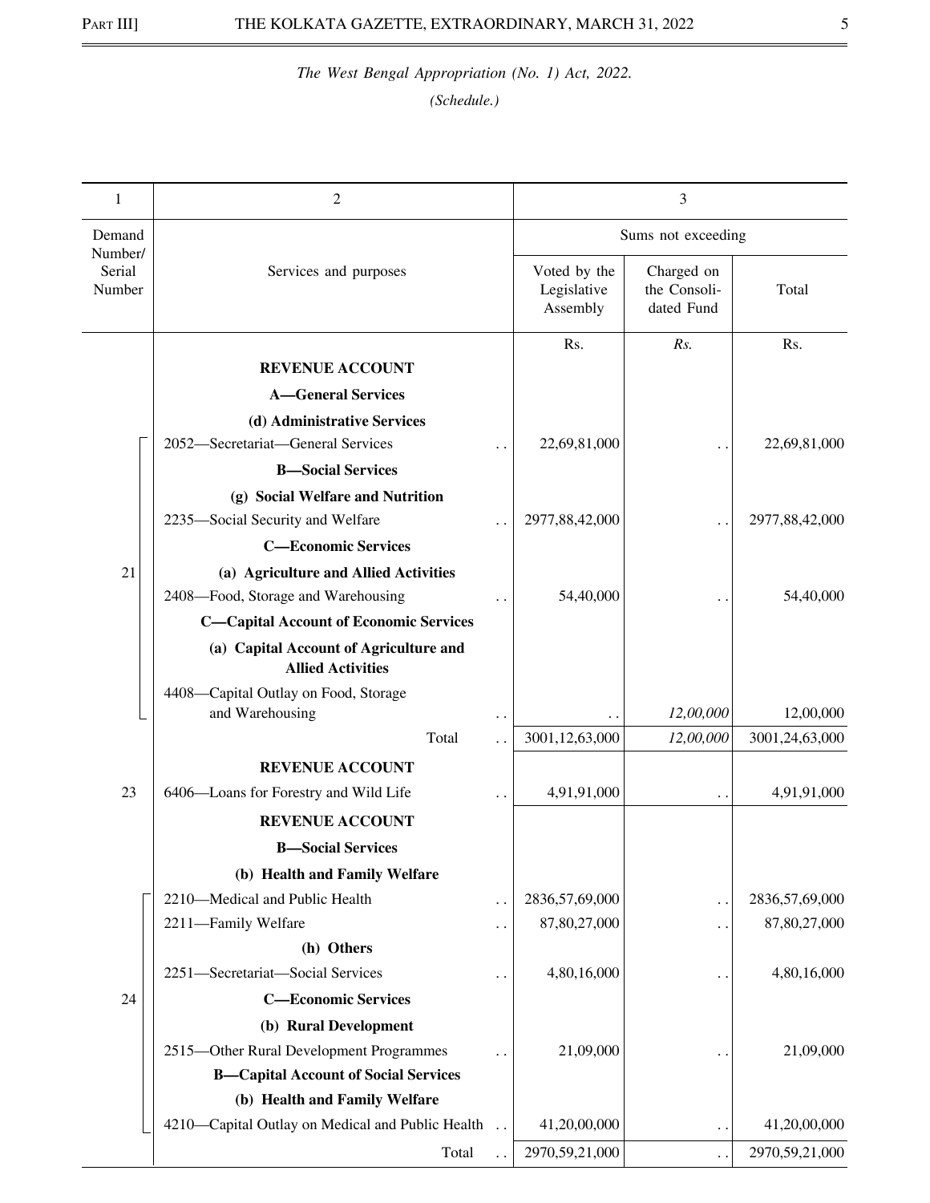*The West Bengal Appropriation (No. 1) Act, 2022.*

*(Schedule.)*

| 1 | 2 | 3 | | |
|---|---|---|---|---|
| Demand Number/ Serial Number | Services and purposes | Sums not exceeding | | |
| | | Voted by the Legislative Assembly | Charged on the Consolidated Fund | Total |
| | | Rs. | *Rs.* | Rs. |
| | **REVENUE ACCOUNT** | | | |
| | **A—General Services** | | | |
| | **(d) Administrative Services** | | | |
| 21 | 2052—Secretariat—General Services .. | 22,69,81,000 | .. | 22,69,81,000 |
| | **B—Social Services** | | | |
| | **(g) Social Welfare and Nutrition** | | | |
| | 2235—Social Security and Welfare .. | 2977,88,42,000 | .. | 2977,88,42,000 |
| | **C—Economic Services** | | | |
| | **(a) Agriculture and Allied Activities** | | | |
| | 2408—Food, Storage and Warehousing .. | 54,40,000 | .. | 54,40,000 |
| | **C—Capital Account of Economic Services** | | | |
| | **(a) Capital Account of Agriculture and Allied Activities** | | | |
| | 4408—Capital Outlay on Food, Storage and Warehousing .. | .. | *12,00,000* | 12,00,000 |
| | Total .. | 3001,12,63,000 | *12,00,000* | 3001,24,63,000 |
| | **REVENUE ACCOUNT** | | | |
| 23 | 6406—Loans for Forestry and Wild Life .. | 4,91,91,000 | .. | 4,91,91,000 |
| | **REVENUE ACCOUNT** | | | |
| | **B—Social Services** | | | |
| | **(b) Health and Family Welfare** | | | |
| 24 | 2210—Medical and Public Health .. | 2836,57,69,000 | .. | 2836,57,69,000 |
| | 2211—Family Welfare .. | 87,80,27,000 | .. | 87,80,27,000 |
| | **(h) Others** | | | |
| | 2251—Secretariat—Social Services .. | 4,80,16,000 | .. | 4,80,16,000 |
| | **C—Economic Services** | | | |
| | **(b) Rural Development** | | | |
| | 2515—Other Rural Development Programmes .. | 21,09,000 | .. | 21,09,000 |
| | **B—Capital Account of Social Services** | | | |
| | **(b) Health and Family Welfare** | | | |
| | 4210—Capital Outlay on Medical and Public Health .. | 41,20,00,000 | .. | 41,20,00,000 |
| | Total .. | 2970,59,21,000 | .. | 2970,59,21,000 |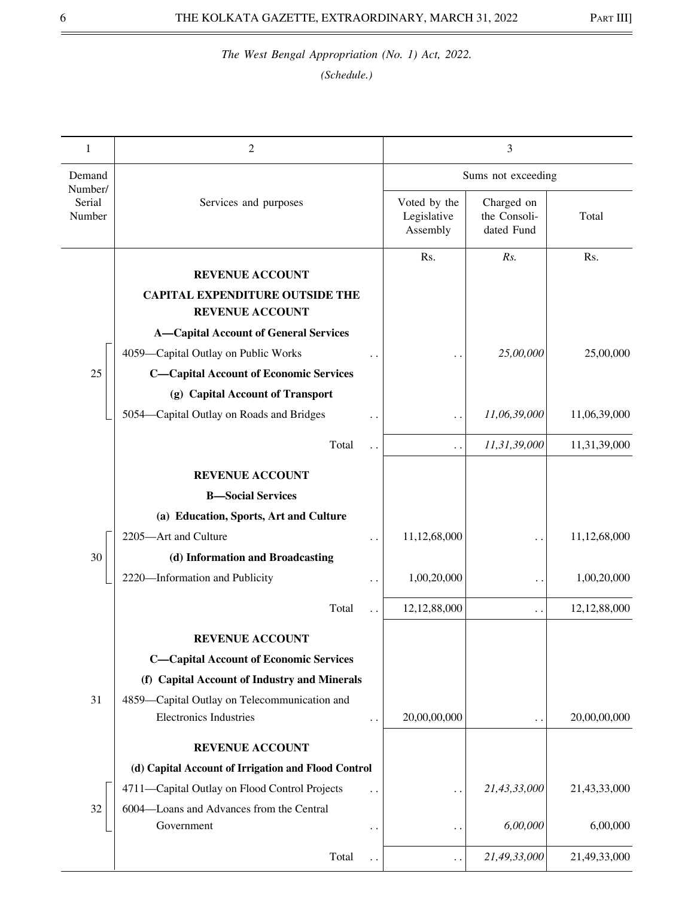*The West Bengal Appropriation (No. 1) Act, 2022.*

*(Schedule.)*

| 1 | 2 | 3 | | |
|---|---|---|---|---|
| Demand Number/ Serial Number | Services and purposes | Sums not exceeding | | |
| | | Voted by the Legislative Assembly | Charged on the Consolidated Fund | Total |
| | | Rs. | *Rs.* | Rs. |
| | **REVENUE ACCOUNT** | | | |
| | **CAPITAL EXPENDITURE OUTSIDE THE REVENUE ACCOUNT** | | | |
| | **A—Capital Account of General Services** | | | |
| 25 | 4059—Capital Outlay on Public Works .. | .. | *25,00,000* | 25,00,000 |
| | **C—Capital Account of Economic Services** | | | |
| | **(g) Capital Account of Transport** | | | |
| | 5054—Capital Outlay on Roads and Bridges .. | .. | *11,06,39,000* | 11,06,39,000 |
| | Total .. | .. | *11,31,39,000* | 11,31,39,000 |
| | **REVENUE ACCOUNT** | | | |
| | **B—Social Services** | | | |
| | **(a) Education, Sports, Art and Culture** | | | |
| 30 | 2205—Art and Culture .. | 11,12,68,000 | .. | 11,12,68,000 |
| | **(d) Information and Broadcasting** | | | |
| | 2220—Information and Publicity .. | 1,00,20,000 | .. | 1,00,20,000 |
| | Total .. | 12,12,88,000 | .. | 12,12,88,000 |
| | **REVENUE ACCOUNT** | | | |
| | **C—Capital Account of Economic Services** | | | |
| | **(f) Capital Account of Industry and Minerals** | | | |
| 31 | 4859—Capital Outlay on Telecommunication and Electronics Industries .. | 20,00,00,000 | .. | 20,00,00,000 |
| | **REVENUE ACCOUNT** | | | |
| | **(d) Capital Account of Irrigation and Flood Control** | | | |
| 32 | 4711—Capital Outlay on Flood Control Projects .. | .. | *21,43,33,000* | 21,43,33,000 |
| | 6004—Loans and Advances from the Central Government .. | .. | *6,00,000* | 6,00,000 |
| | Total .. | .. | *21,49,33,000* | 21,49,33,000 |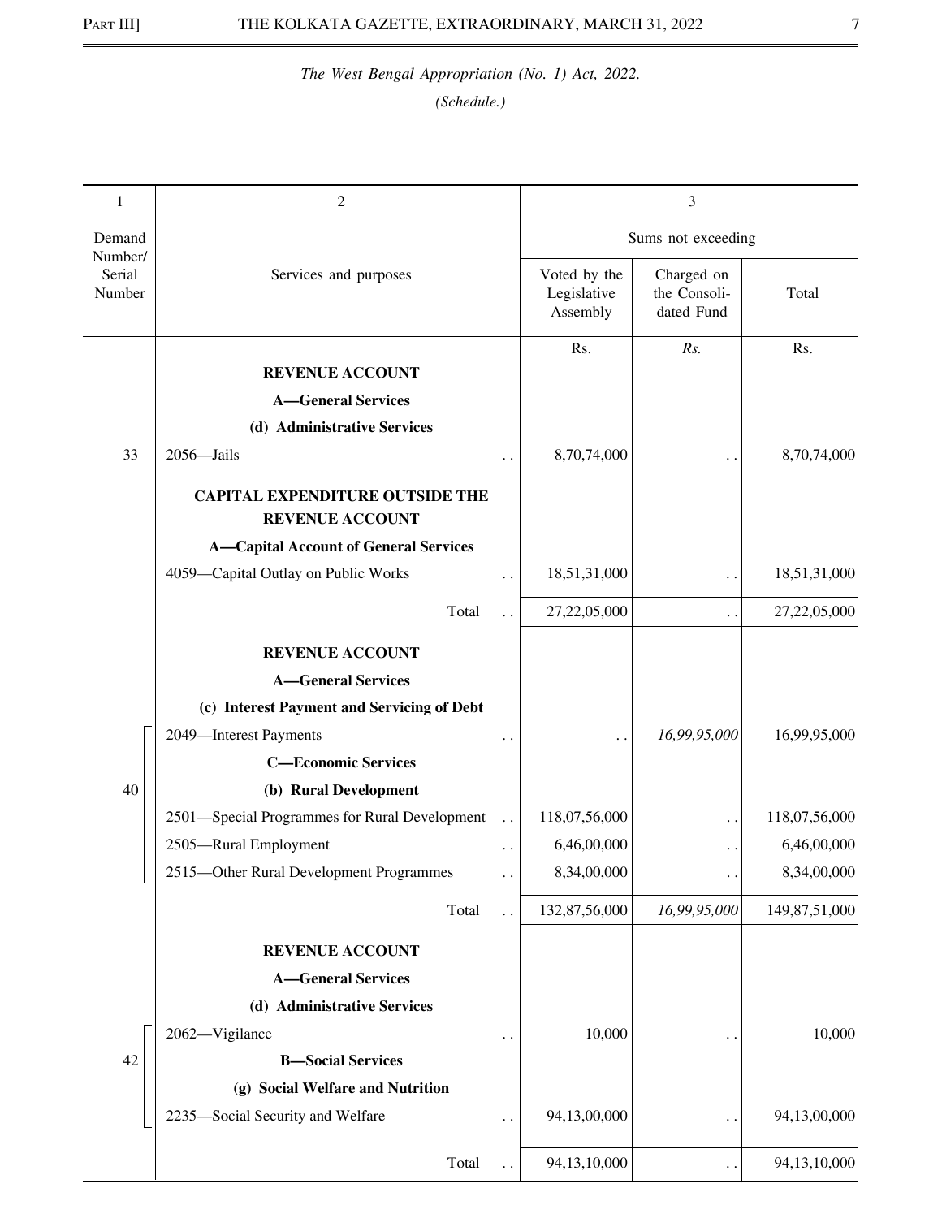*The West Bengal Appropriation (No. 1) Act, 2022.*

*(Schedule.)*

| 1 | 2 | 3 | | |
|---|---|---|---|---|
| Demand Number/ Serial Number | Services and purposes | Sums not exceeding | | |
| | | Voted by the Legislative Assembly | Charged on the Consolidated Fund | Total |
| | | Rs. | *Rs.* | Rs. |
| | **REVENUE ACCOUNT** | | | |
| | **A—General Services** | | | |
| | **(d) Administrative Services** | | | |
| 33 | 2056—Jails .. | 8,70,74,000 | .. | 8,70,74,000 |
| | **CAPITAL EXPENDITURE OUTSIDE THE REVENUE ACCOUNT** | | | |
| | **A—Capital Account of General Services** | | | |
| | 4059—Capital Outlay on Public Works .. | 18,51,31,000 | .. | 18,51,31,000 |
| | Total .. | 27,22,05,000 | .. | 27,22,05,000 |
| | **REVENUE ACCOUNT** | | | |
| | **A—General Services** | | | |
| | **(c) Interest Payment and Servicing of Debt** | | | |
| 40 | 2049—Interest Payments .. | .. | *16,99,95,000* | 16,99,95,000 |
| | **C—Economic Services** | | | |
| | **(b) Rural Development** | | | |
| | 2501—Special Programmes for Rural Development .. | 118,07,56,000 | .. | 118,07,56,000 |
| | 2505—Rural Employment .. | 6,46,00,000 | .. | 6,46,00,000 |
| | 2515—Other Rural Development Programmes .. | 8,34,00,000 | .. | 8,34,00,000 |
| | Total .. | 132,87,56,000 | *16,99,95,000* | 149,87,51,000 |
| | **REVENUE ACCOUNT** | | | |
| | **A—General Services** | | | |
| | **(d) Administrative Services** | | | |
| 42 | 2062—Vigilance .. | 10,000 | .. | 10,000 |
| | **B—Social Services** | | | |
| | **(g) Social Welfare and Nutrition** | | | |
| | 2235—Social Security and Welfare .. | 94,13,00,000 | .. | 94,13,00,000 |
| | Total .. | 94,13,10,000 | .. | 94,13,10,000 |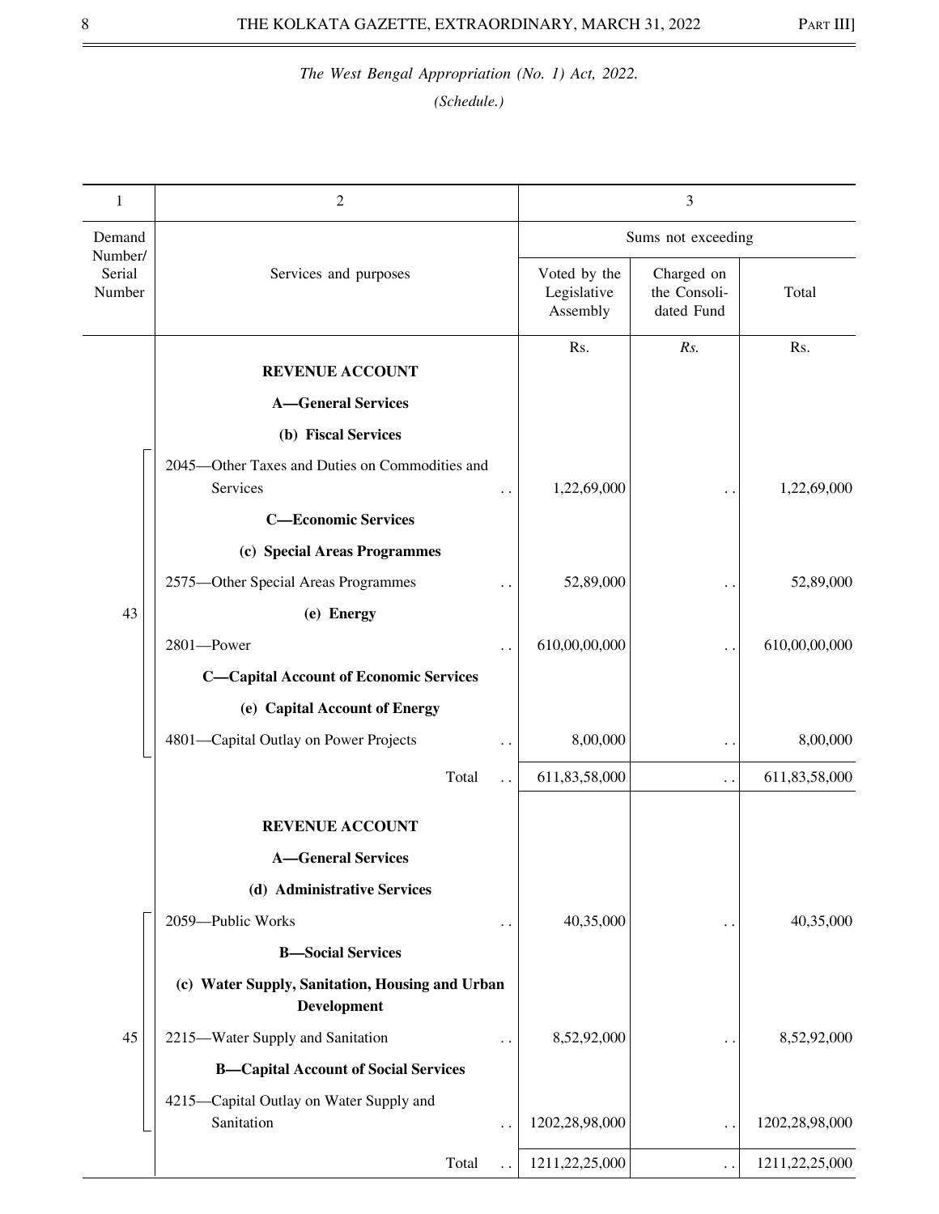*The West Bengal Appropriation (No. 1) Act, 2022.*

*(Schedule.)*

| 1 | 2 | 3 | | |
|---|---|---|---|---|
| Demand Number/ Serial Number | Services and purposes | Sums not exceeding | | |
| | | Voted by the Legislative Assembly | Charged on the Consoli-dated Fund | Total |
| | | Rs. | *Rs.* | Rs. |
| | **REVENUE ACCOUNT** | | | |
| | **A—General Services** | | | |
| | **(b) Fiscal Services** | | | |
| 43 | 2045—Other Taxes and Duties on Commodities and Services . . | 1,22,69,000 | . . | 1,22,69,000 |
| | **C—Economic Services** | | | |
| | **(c) Special Areas Programmes** | | | |
| | 2575—Other Special Areas Programmes . . | 52,89,000 | . . | 52,89,000 |
| | **(e) Energy** | | | |
| | 2801—Power . . | 610,00,00,000 | . . | 610,00,00,000 |
| | **C—Capital Account of Economic Services** | | | |
| | **(e) Capital Account of Energy** | | | |
| | 4801—Capital Outlay on Power Projects . . | 8,00,000 | . . | 8,00,000 |
| | Total . . | 611,83,58,000 | . . | 611,83,58,000 |
| | **REVENUE ACCOUNT** | | | |
| | **A—General Services** | | | |
| | **(d) Administrative Services** | | | |
| 45 | 2059—Public Works . . | 40,35,000 | . . | 40,35,000 |
| | **B—Social Services** | | | |
| | **(c) Water Supply, Sanitation, Housing and Urban Development** | | | |
| | 2215—Water Supply and Sanitation . . | 8,52,92,000 | . . | 8,52,92,000 |
| | **B—Capital Account of Social Services** | | | |
| | 4215—Capital Outlay on Water Supply and Sanitation . . | 1202,28,98,000 | . . | 1202,28,98,000 |
| | Total . . | 1211,22,25,000 | . . | 1211,22,25,000 |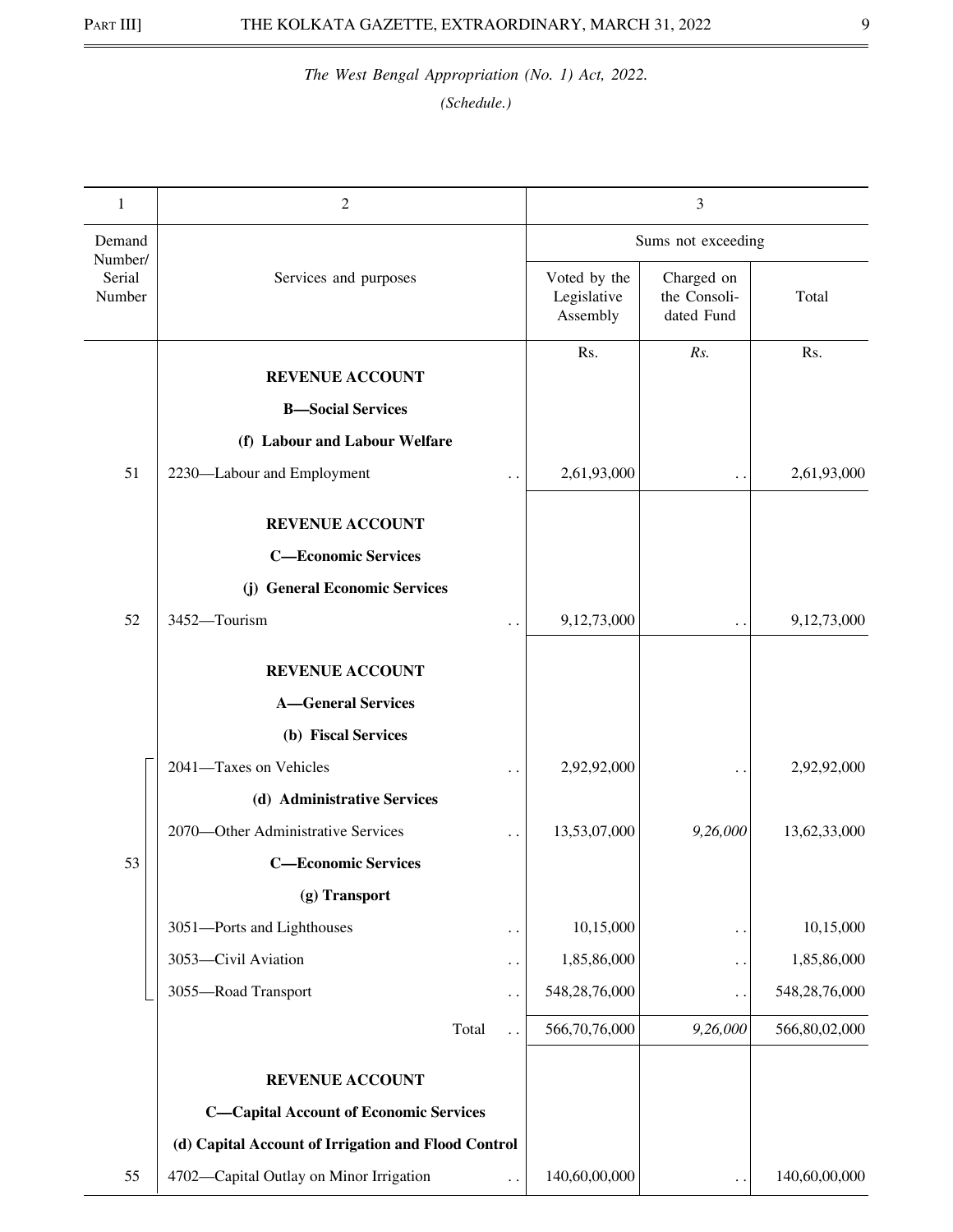*The West Bengal Appropriation (No. 1) Act, 2022.*

*(Schedule.)*

| 1 | 2 | 3 | | |
|---|---|---|---|---|
| Demand Number/ Serial Number | Services and purposes | Sums not exceeding | | |
| | | Voted by the Legislative Assembly | Charged on the Consoli-dated Fund | Total |
| | | Rs. | *Rs.* | Rs. |
| | **REVENUE ACCOUNT** | | | |
| | **B—Social Services** | | | |
| | **(f) Labour and Labour Welfare** | | | |
| 51 | 2230—Labour and Employment .. | 2,61,93,000 | .. | 2,61,93,000 |
| | **REVENUE ACCOUNT** | | | |
| | **C—Economic Services** | | | |
| | **(j) General Economic Services** | | | |
| 52 | 3452—Tourism .. | 9,12,73,000 | .. | 9,12,73,000 |
| | **REVENUE ACCOUNT** | | | |
| | **A—General Services** | | | |
| | **(b) Fiscal Services** | | | |
| 53 | 2041—Taxes on Vehicles .. | 2,92,92,000 | .. | 2,92,92,000 |
| | **(d) Administrative Services** | | | |
| | 2070—Other Administrative Services .. | 13,53,07,000 | *9,26,000* | 13,62,33,000 |
| | **C—Economic Services** | | | |
| | **(g) Transport** | | | |
| | 3051—Ports and Lighthouses .. | 10,15,000 | .. | 10,15,000 |
| | 3053—Civil Aviation .. | 1,85,86,000 | .. | 1,85,86,000 |
| | 3055—Road Transport .. | 548,28,76,000 | .. | 548,28,76,000 |
| | Total .. | 566,70,76,000 | *9,26,000* | 566,80,02,000 |
| | **REVENUE ACCOUNT** | | | |
| | **C—Capital Account of Economic Services** | | | |
| | **(d) Capital Account of Irrigation and Flood Control** | | | |
| 55 | 4702—Capital Outlay on Minor Irrigation .. | 140,60,00,000 | .. | 140,60,00,000 |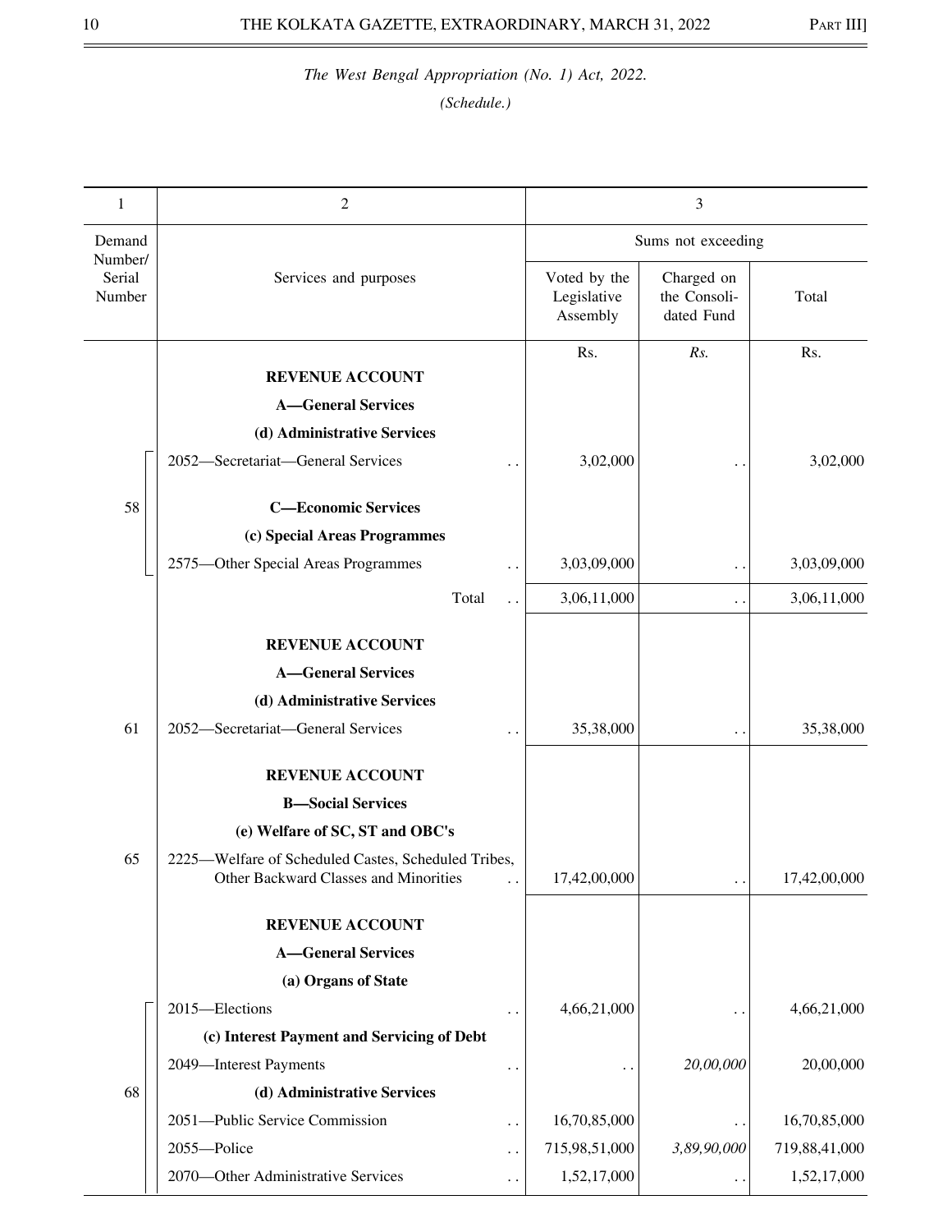*The West Bengal Appropriation (No. 1) Act, 2022.*

*(Schedule.)*

| 1 | 2 | 3 | | |
|---|---|---|---|---|
| Demand Number/ Serial Number | Services and purposes | Sums not exceeding | | |
| | | Voted by the Legislative Assembly | Charged on the Consolidated Fund | Total |
| | | Rs. | *Rs.* | Rs. |
| | **REVENUE ACCOUNT** | | | |
| | **A—General Services** | | | |
| | **(d) Administrative Services** | | | |
| 58 | 2052—Secretariat—General Services .. | 3,02,000 | .. | 3,02,000 |
| | **C—Economic Services** | | | |
| | **(c) Special Areas Programmes** | | | |
| | 2575—Other Special Areas Programmes .. | 3,03,09,000 | .. | 3,03,09,000 |
| | Total .. | 3,06,11,000 | .. | 3,06,11,000 |
| | **REVENUE ACCOUNT** | | | |
| | **A—General Services** | | | |
| | **(d) Administrative Services** | | | |
| 61 | 2052—Secretariat—General Services .. | 35,38,000 | .. | 35,38,000 |
| | **REVENUE ACCOUNT** | | | |
| | **B—Social Services** | | | |
| | **(e) Welfare of SC, ST and OBC's** | | | |
| 65 | 2225—Welfare of Scheduled Castes, Scheduled Tribes, Other Backward Classes and Minorities .. | 17,42,00,000 | .. | 17,42,00,000 |
| | **REVENUE ACCOUNT** | | | |
| | **A—General Services** | | | |
| | **(a) Organs of State** | | | |
| 68 | 2015—Elections .. | 4,66,21,000 | .. | 4,66,21,000 |
| | **(c) Interest Payment and Servicing of Debt** | | | |
| | 2049—Interest Payments .. | .. | *20,00,000* | 20,00,000 |
| | **(d) Administrative Services** | | | |
| | 2051—Public Service Commission .. | 16,70,85,000 | .. | 16,70,85,000 |
| | 2055—Police .. | 715,98,51,000 | *3,89,90,000* | 719,88,41,000 |
| | 2070—Other Administrative Services .. | 1,52,17,000 | .. | 1,52,17,000 |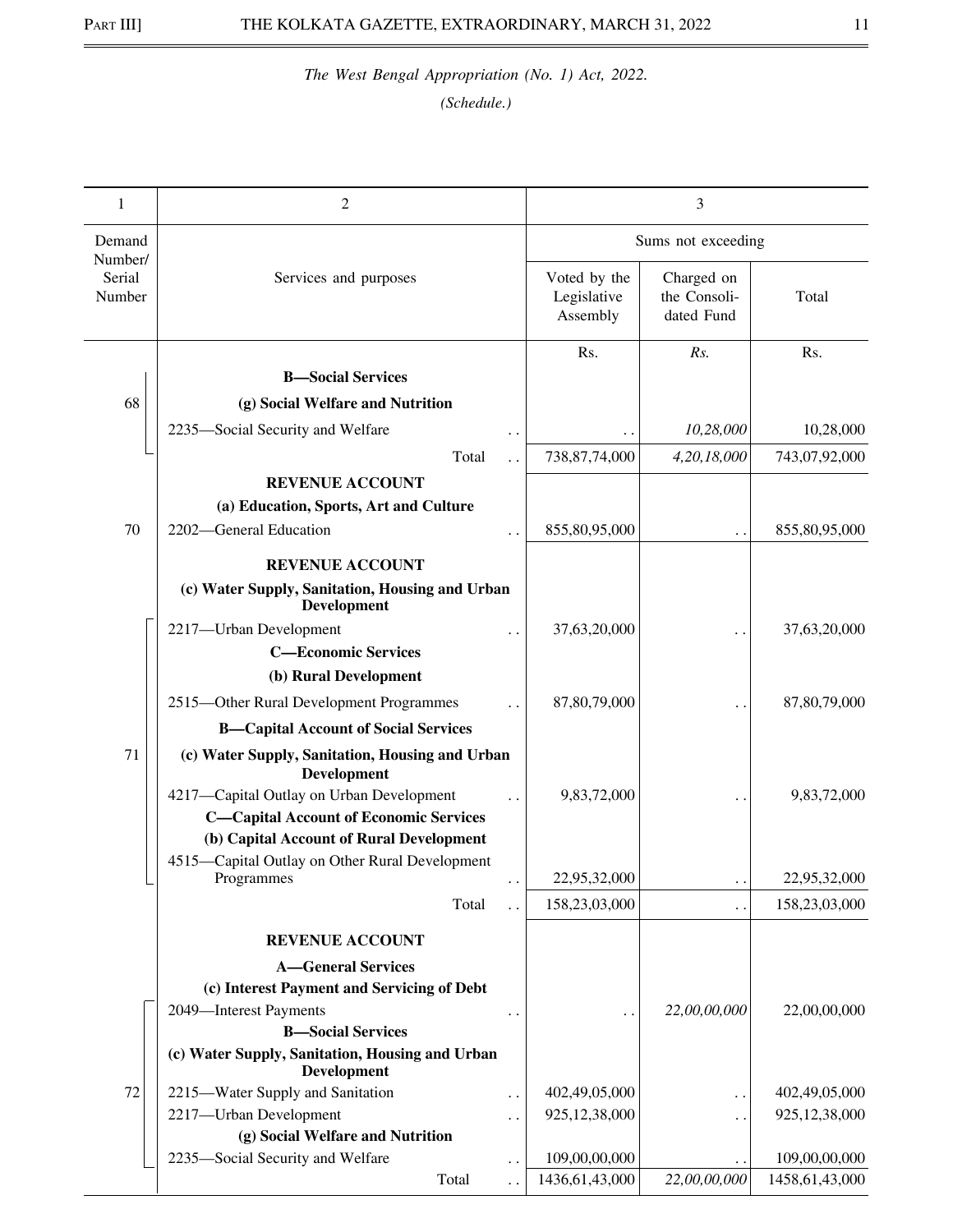*The West Bengal Appropriation (No. 1) Act, 2022.*

*(Schedule.)*

| 1 | 2 | 3 | | |
|---|---|---|---|---|
| Demand Number/ Serial Number | Services and purposes | Sums not exceeding | | |
| | | Voted by the Legislative Assembly | Charged on the Consolidated Fund | Total |
| | | Rs. | *Rs.* | Rs. |
| 68 | **B—Social Services** | | | |
| | **(g) Social Welfare and Nutrition** | | | |
| | 2235—Social Security and Welfare .. | .. | *10,28,000* | 10,28,000 |
| | Total .. | 738,87,74,000 | *4,20,18,000* | 743,07,92,000 |
| | **REVENUE ACCOUNT** | | | |
| | **(a) Education, Sports, Art and Culture** | | | |
| 70 | 2202—General Education .. | 855,80,95,000 | .. | 855,80,95,000 |
| | **REVENUE ACCOUNT** | | | |
| | **(c) Water Supply, Sanitation, Housing and Urban Development** | | | |
| 71 | 2217—Urban Development .. | 37,63,20,000 | .. | 37,63,20,000 |
| | **C—Economic Services** | | | |
| | **(b) Rural Development** | | | |
| | 2515—Other Rural Development Programmes .. | 87,80,79,000 | .. | 87,80,79,000 |
| | **B—Capital Account of Social Services** | | | |
| | **(c) Water Supply, Sanitation, Housing and Urban Development** | | | |
| | 4217—Capital Outlay on Urban Development .. | 9,83,72,000 | .. | 9,83,72,000 |
| | **C—Capital Account of Economic Services** | | | |
| | **(b) Capital Account of Rural Development** | | | |
| | 4515—Capital Outlay on Other Rural Development Programmes .. | 22,95,32,000 | .. | 22,95,32,000 |
| | Total .. | 158,23,03,000 | .. | 158,23,03,000 |
| | **REVENUE ACCOUNT** | | | |
| | **A—General Services** | | | |
| | **(c) Interest Payment and Servicing of Debt** | | | |
| 72 | 2049—Interest Payments .. | .. | *22,00,00,000* | 22,00,00,000 |
| | **B—Social Services** | | | |
| | **(c) Water Supply, Sanitation, Housing and Urban Development** | | | |
| | 2215—Water Supply and Sanitation .. | 402,49,05,000 | .. | 402,49,05,000 |
| | 2217—Urban Development .. | 925,12,38,000 | .. | 925,12,38,000 |
| | **(g) Social Welfare and Nutrition** | | | |
| | 2235—Social Security and Welfare .. | 109,00,00,000 | .. | 109,00,00,000 |
| | Total .. | 1436,61,43,000 | *22,00,00,000* | 1458,61,43,000 |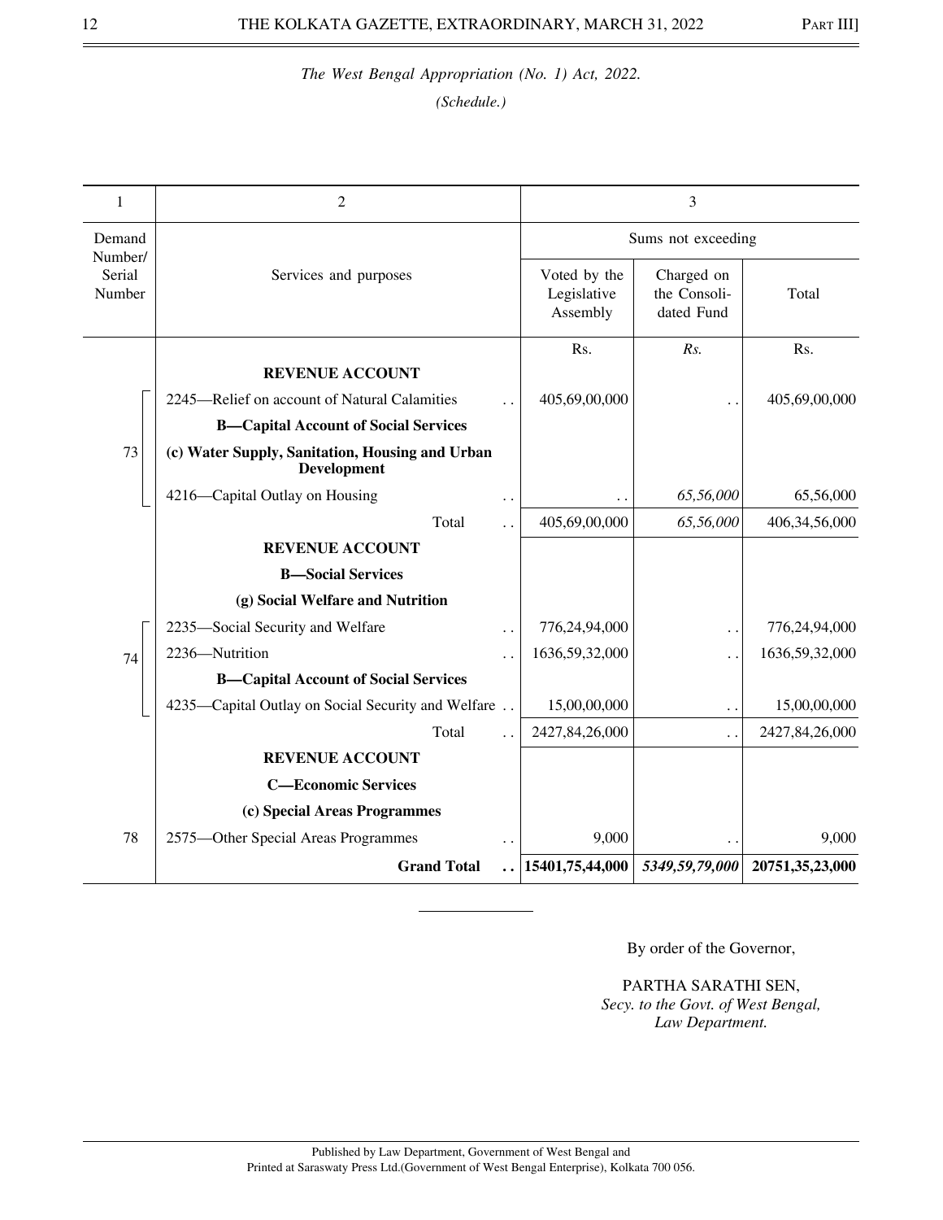*The West Bengal Appropriation (No. 1) Act, 2022.*

*(Schedule.)*

| 1 | 2 | 3 | | |
|---|---|---|---|---|
| | | Sums not exceeding | | |
| Demand Number/ Serial Number | Services and purposes | Voted by the Legislative Assembly | Charged on the Consolidated Fund | Total |
| | | Rs. | *Rs.* | Rs. |
| | **REVENUE ACCOUNT** | | | |
| 73 | 2245—Relief on account of Natural Calamities .. | 405,69,00,000 | .. | 405,69,00,000 |
| | **B—Capital Account of Social Services** | | | |
| | **(c) Water Supply, Sanitation, Housing and Urban Development** | | | |
| | 4216—Capital Outlay on Housing .. | .. | *65,56,000* | 65,56,000 |
| | Total .. | 405,69,00,000 | *65,56,000* | 406,34,56,000 |
| | **REVENUE ACCOUNT** | | | |
| | **B—Social Services** | | | |
| | **(g) Social Welfare and Nutrition** | | | |
| 74 | 2235—Social Security and Welfare .. | 776,24,94,000 | .. | 776,24,94,000 |
| | 2236—Nutrition .. | 1636,59,32,000 | .. | 1636,59,32,000 |
| | **B—Capital Account of Social Services** | | | |
| | 4235—Capital Outlay on Social Security and Welfare .. | 15,00,00,000 | .. | 15,00,00,000 |
| | Total .. | 2427,84,26,000 | .. | 2427,84,26,000 |
| | **REVENUE ACCOUNT** | | | |
| | **C—Economic Services** | | | |
| | **(c) Special Areas Programmes** | | | |
| 78 | 2575—Other Special Areas Programmes .. | 9,000 | .. | 9,000 |
| | **Grand Total ..** | **15401,75,44,000** | ***5349,59,79,000*** | **20751,35,23,000** |

---

By order of the Governor,

PARTHA SARATHI SEN,
*Secy. to the Govt. of West Bengal,*
*Law Department.*

Published by Law Department, Government of West Bengal and
Printed at Saraswaty Press Ltd.(Government of West Bengal Enterprise), Kolkata 700 056.